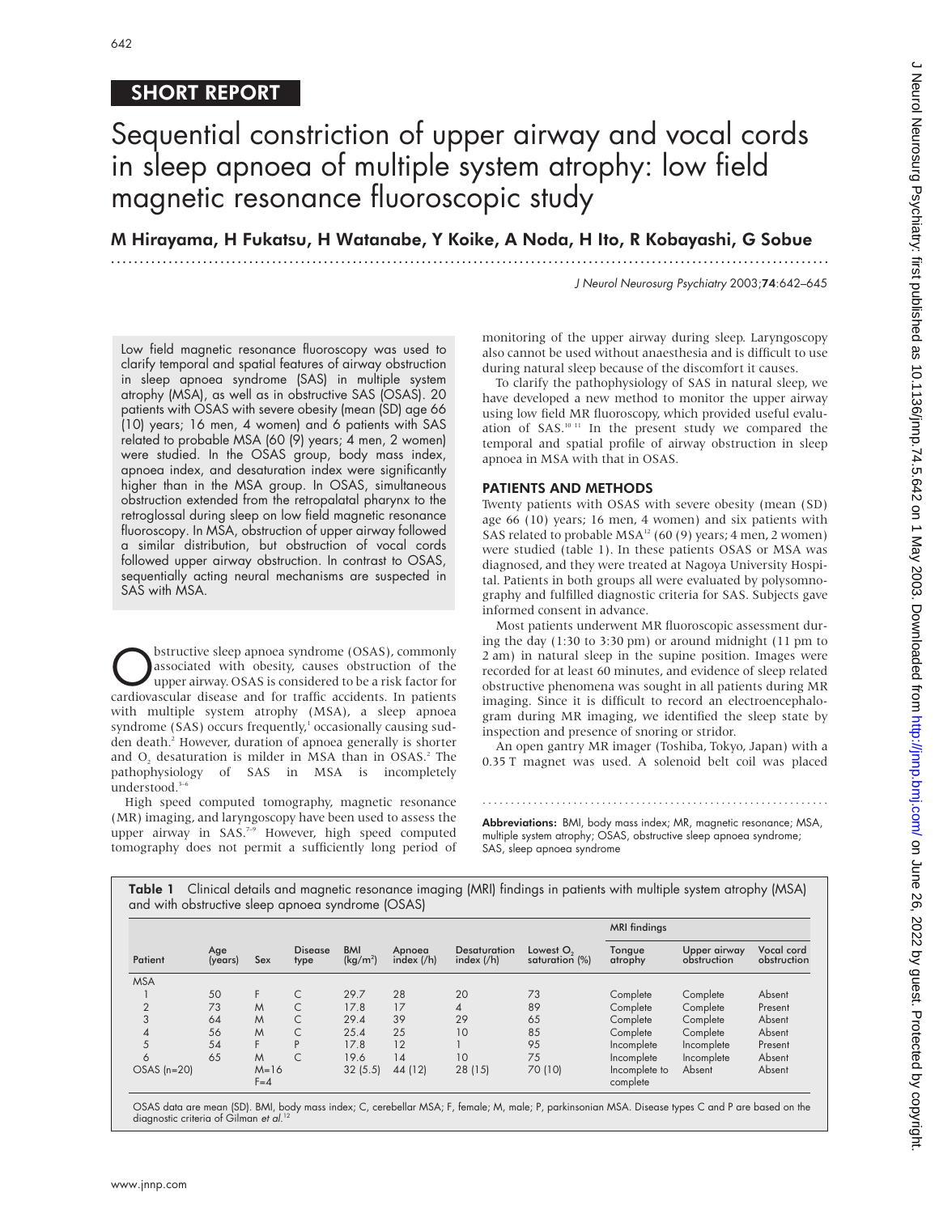SHORT REPORT

# Sequential constriction of upper airway and vocal cords in sleep apnoea of multiple system atrophy: low field magnetic resonance fluoroscopic study

**M Hirayama, H Fukatsu, H Watanabe, Y Koike, A Noda, H Ito, R Kobayashi, G Sobue**

*J Neurol Neurosurg Psychiatry* 2003;**74**:642–645

Low field magnetic resonance fluoroscopy was used to clarify temporal and spatial features of airway obstruction in sleep apnoea syndrome (SAS) in multiple system atrophy (MSA), as well as in obstructive SAS (OSAS). 20 patients with OSAS with severe obesity (mean (SD) age 66 (10) years; 16 men, 4 women) and 6 patients with SAS related to probable MSA (60 (9) years; 4 men, 2 women) were studied. In the OSAS group, body mass index, apnoea index, and desaturation index were significantly higher than in the MSA group. In OSAS, simultaneous obstruction extended from the retropalatal pharynx to the retroglossal during sleep on low field magnetic resonance fluoroscopy. In MSA, obstruction of upper airway followed a similar distribution, but obstruction of vocal cords followed upper airway obstruction. In contrast to OSAS, sequentially acting neural mechanisms are suspected in SAS with MSA.

Obstructive sleep apnoea syndrome (OSAS), commonly associated with obesity, causes obstruction of the upper airway. OSAS is considered to be a risk factor for cardiovascular disease and for traffic accidents. In patients with multiple system atrophy (MSA), a sleep apnoea syndrome (SAS) occurs frequently,[1] occasionally causing sudden death.[2] However, duration of apnoea generally is shorter and $O_2$ desaturation is milder in MSA than in OSAS.[2] The pathophysiology of SAS in MSA is incompletely understood.[3–6]

High speed computed tomography, magnetic resonance (MR) imaging, and laryngoscopy have been used to assess the upper airway in SAS.[7–9] However, high speed computed tomography does not permit a sufficiently long period of monitoring of the upper airway during sleep. Laryngoscopy also cannot be used without anaesthesia and is difficult to use during natural sleep because of the discomfort it causes.

To clarify the pathophysiology of SAS in natural sleep, we have developed a new method to monitor the upper airway using low field MR fluoroscopy, which provided useful evaluation of SAS.[10 11] In the present study we compared the temporal and spatial profile of airway obstruction in sleep apnoea in MSA with that in OSAS.

## PATIENTS AND METHODS

Twenty patients with OSAS with severe obesity (mean (SD) age 66 (10) years; 16 men, 4 women) and six patients with SAS related to probable MSA[12] (60 (9) years; 4 men, 2 women) were studied (table 1). In these patients OSAS or MSA was diagnosed, and they were treated at Nagoya University Hospital. Patients in both groups all were evaluated by polysomnography and fulfilled diagnostic criteria for SAS. Subjects gave informed consent in advance.

Most patients underwent MR fluoroscopic assessment during the day (1:30 to 3:30 pm) or around midnight (11 pm to 2 am) in natural sleep in the supine position. Images were recorded for at least 60 minutes, and evidence of sleep related obstructive phenomena was sought in all patients during MR imaging. Since it is difficult to record an electroencephalogram during MR imaging, we identified the sleep state by inspection and presence of snoring or stridor.

An open gantry MR imager (Toshiba, Tokyo, Japan) with a 0.35 T magnet was used. A solenoid belt coil was placed

**Abbreviations:** BMI, body mass index; MR, magnetic resonance; MSA, multiple system atrophy; OSAS, obstructive sleep apnoea syndrome; SAS, sleep apnoea syndrome

**Table 1** Clinical details and magnetic resonance imaging (MRI) findings in patients with multiple system atrophy (MSA) and with obstructive sleep apnoea syndrome (OSAS)

| | | | | | | | | MRI findings | | |
|---|---|---|---|---|---|---|---|---|---|---|
| Patient | Age (years) | Sex | Disease type | BMI ($kg/m^2$) | Apnoea index (/h) | Desaturation index (/h) | Lowest $O_2$ saturation (%) | Tongue atrophy | Upper airway obstruction | Vocal cord obstruction |
| MSA | | | | | | | | | | |
| 1 | 50 | F | C | 29.7 | 28 | 20 | 73 | Complete | Complete | Absent |
| 2 | 73 | M | C | 17.8 | 17 | 4 | 89 | Complete | Complete | Present |
| 3 | 64 | M | C | 29.4 | 39 | 29 | 65 | Complete | Complete | Absent |
| 4 | 56 | M | C | 25.4 | 25 | 10 | 85 | Complete | Complete | Absent |
| 5 | 54 | F | P | 17.8 | 12 | 1 | 95 | Incomplete | Incomplete | Present |
| 6 | 65 | M | C | 19.6 | 14 | 10 | 75 | Incomplete | Incomplete | Absent |
| OSAS (n=20) | | M=16 F=4 | | 32 (5.5) | 44 (12) | 28 (15) | 70 (10) | Incomplete to complete | Absent | Absent |

OSAS data are mean (SD). BMI, body mass index; C, cerebellar MSA; F, female; M, male; P, parkinsonian MSA. Disease types C and P are based on the diagnostic criteria of Gilman *et al*.[12]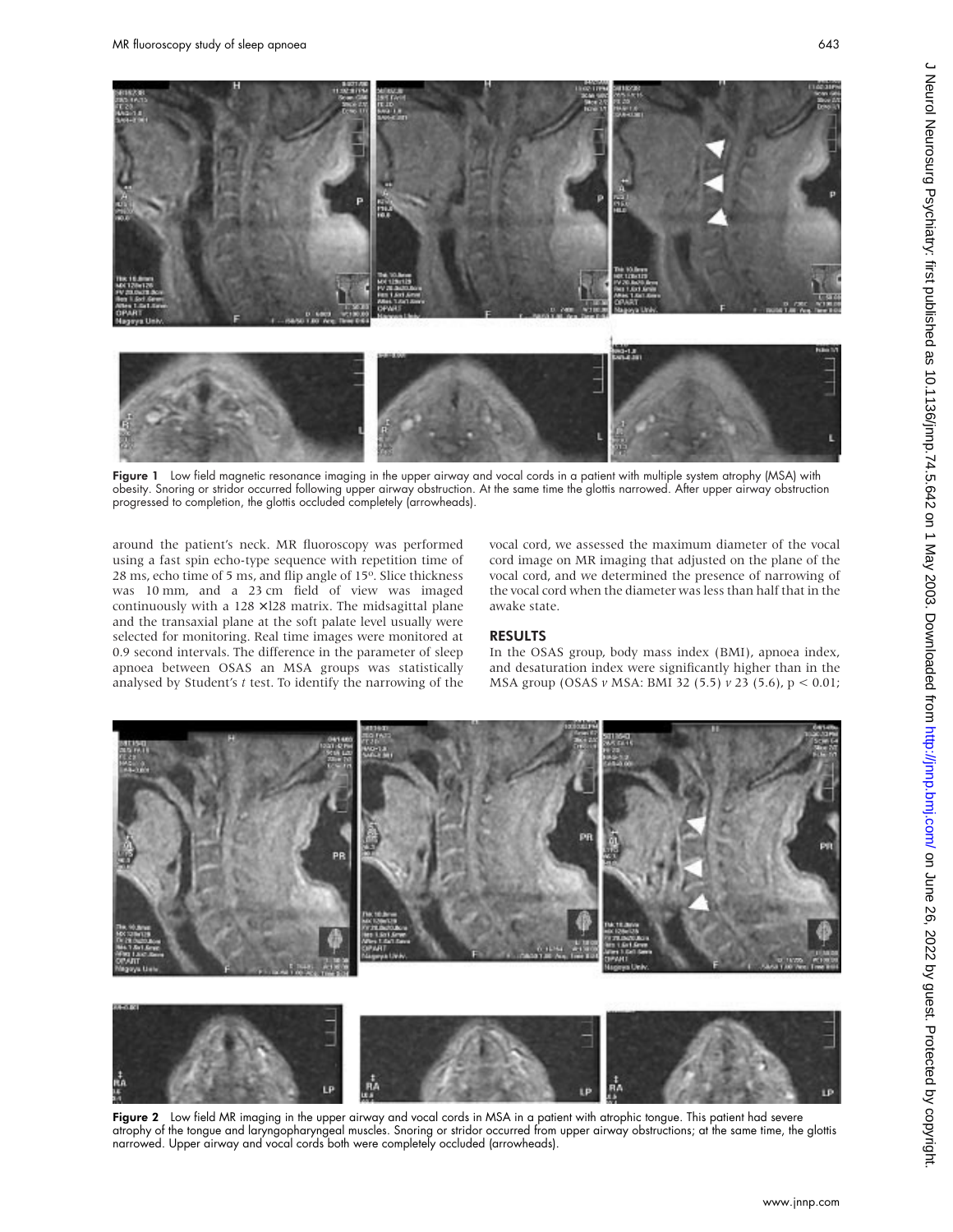Figure 1 Low field magnetic resonance imaging in the upper airway and vocal cords in a patient with multiple system atrophy (MSA) with obesity. Snoring or stridor occurred following upper airway obstruction. At the same time the glottis narrowed. After upper airway obstruction progressed to completion, the glottis occluded completely (arrowheads).

around the patient's neck. MR fluoroscopy was performed using a fast spin echo-type sequence with repetition time of 28 ms, echo time of 5 ms, and flip angle of 15º. Slice thickness was 10 mm, and a 23 cm field of view was imaged continuously with a 128 ×128 matrix. The midsagittal plane and the transaxial plane at the soft palate level usually were selected for monitoring. Real time images were monitored at 0.9 second intervals. The difference in the parameter of sleep apnoea between OSAS an MSA groups was statistically analysed by Student's *t* test. To identify the narrowing of the vocal cord, we assessed the maximum diameter of the vocal cord image on MR imaging that adjusted on the plane of the vocal cord, and we determined the presence of narrowing of the vocal cord when the diameter was less than half that in the awake state.

## RESULTS

In the OSAS group, body mass index (BMI), apnoea index, and desaturation index were significantly higher than in the MSA group (OSAS *v* MSA: BMI 32 (5.5) *v* 23 (5.6), $p < 0.01$;

Figure 2 Low field MR imaging in the upper airway and vocal cords in MSA in a patient with atrophic tongue. This patient had severe atrophy of the tongue and laryngopharyngeal muscles. Snoring or stridor occurred from upper airway obstructions; at the same time, the glottis narrowed. Upper airway and vocal cords both were completely occluded (arrowheads).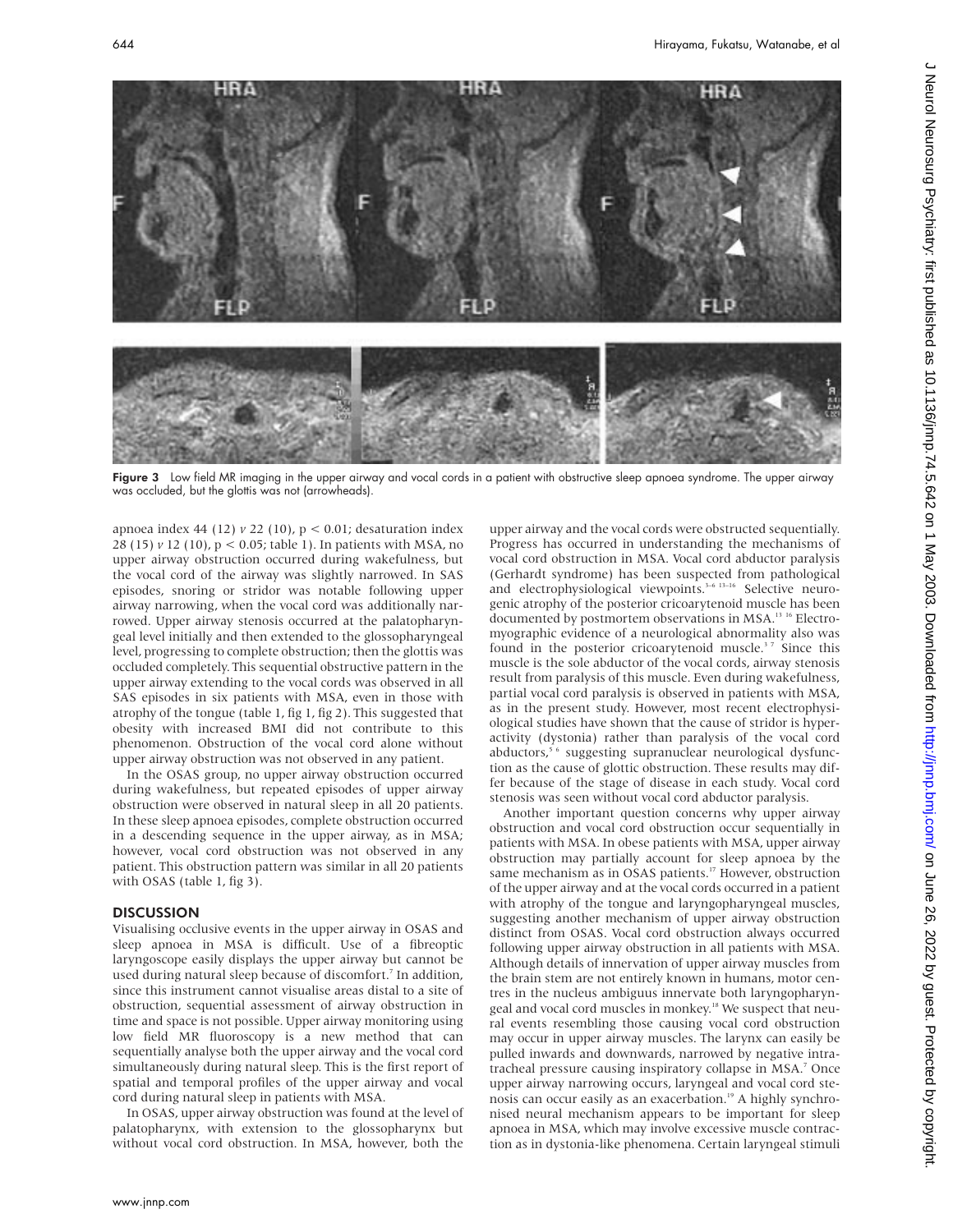Figure 3 Low field MR imaging in the upper airway and vocal cords in a patient with obstructive sleep apnoea syndrome. The upper airway was occluded, but the glottis was not (arrowheads).

apnoea index 44 (12) *v* 22 (10), $p < 0.01$; desaturation index 28 (15) *v* 12 (10), $p < 0.05$; table 1). In patients with MSA, no upper airway obstruction occurred during wakefulness, but the vocal cord of the airway was slightly narrowed. In SAS episodes, snoring or stridor was notable following upper airway narrowing, when the vocal cord was additionally narrowed. Upper airway stenosis occurred at the palatopharyngeal level initially and then extended to the glossopharyngeal level, progressing to complete obstruction; then the glottis was occluded completely. This sequential obstructive pattern in the upper airway extending to the vocal cords was observed in all SAS episodes in six patients with MSA, even in those with atrophy of the tongue (table 1, fig 1, fig 2). This suggested that obesity with increased BMI did not contribute to this phenomenon. Obstruction of the vocal cord alone without upper airway obstruction was not observed in any patient.

In the OSAS group, no upper airway obstruction occurred during wakefulness, but repeated episodes of upper airway obstruction were observed in natural sleep in all 20 patients. In these sleep apnoea episodes, complete obstruction occurred in a descending sequence in the upper airway, as in MSA; however, vocal cord obstruction was not observed in any patient. This obstruction pattern was similar in all 20 patients with OSAS (table 1, fig 3).

## DISCUSSION

Visualising occlusive events in the upper airway in OSAS and sleep apnoea in MSA is difficult. Use of a fibreoptic laryngoscope easily displays the upper airway but cannot be used during natural sleep because of discomfort.[7] In addition, since this instrument cannot visualise areas distal to a site of obstruction, sequential assessment of airway obstruction in time and space is not possible. Upper airway monitoring using low field MR fluoroscopy is a new method that can sequentially analyse both the upper airway and the vocal cord simultaneously during natural sleep. This is the first report of spatial and temporal profiles of the upper airway and vocal cord during natural sleep in patients with MSA.

In OSAS, upper airway obstruction was found at the level of palatopharynx, with extension to the glossopharynx but without vocal cord obstruction. In MSA, however, both the upper airway and the vocal cords were obstructed sequentially. Progress has occurred in understanding the mechanisms of vocal cord obstruction in MSA. Vocal cord abductor paralysis (Gerhardt syndrome) has been suspected from pathological and electrophysiological viewpoints.[3–6 13–16] Selective neurogenic atrophy of the posterior cricoarytenoid muscle has been documented by postmortem observations in MSA.[13 16] Electromyographic evidence of a neurological abnormality also was found in the posterior cricoarytenoid muscle.[3 7] Since this muscle is the sole abductor of the vocal cords, airway stenosis result from paralysis of this muscle. Even during wakefulness, partial vocal cord paralysis is observed in patients with MSA, as in the present study. However, most recent electrophysiological studies have shown that the cause of stridor is hyperactivity (dystonia) rather than paralysis of the vocal cord abductors,[5 6] suggesting supranuclear neurological dysfunction as the cause of glottic obstruction. These results may differ because of the stage of disease in each study. Vocal cord stenosis was seen without vocal cord abductor paralysis.

Another important question concerns why upper airway obstruction and vocal cord obstruction occur sequentially in patients with MSA. In obese patients with MSA, upper airway obstruction may partially account for sleep apnoea by the same mechanism as in OSAS patients.[17] However, obstruction of the upper airway and at the vocal cords occurred in a patient with atrophy of the tongue and laryngopharyngeal muscles, suggesting another mechanism of upper airway obstruction distinct from OSAS. Vocal cord obstruction always occurred following upper airway obstruction in all patients with MSA. Although details of innervation of upper airway muscles from the brain stem are not entirely known in humans, motor centres in the nucleus ambiguus innervate both laryngopharyngeal and vocal cord muscles in monkey.[18] We suspect that neural events resembling those causing vocal cord obstruction may occur in upper airway muscles. The larynx can easily be pulled inwards and downwards, narrowed by negative intratracheal pressure causing inspiratory collapse in MSA.[7] Once upper airway narrowing occurs, laryngeal and vocal cord stenosis can occur easily as an exacerbation.[19] A highly synchronised neural mechanism appears to be important for sleep apnoea in MSA, which may involve excessive muscle contraction as in dystonia-like phenomena. Certain laryngeal stimuli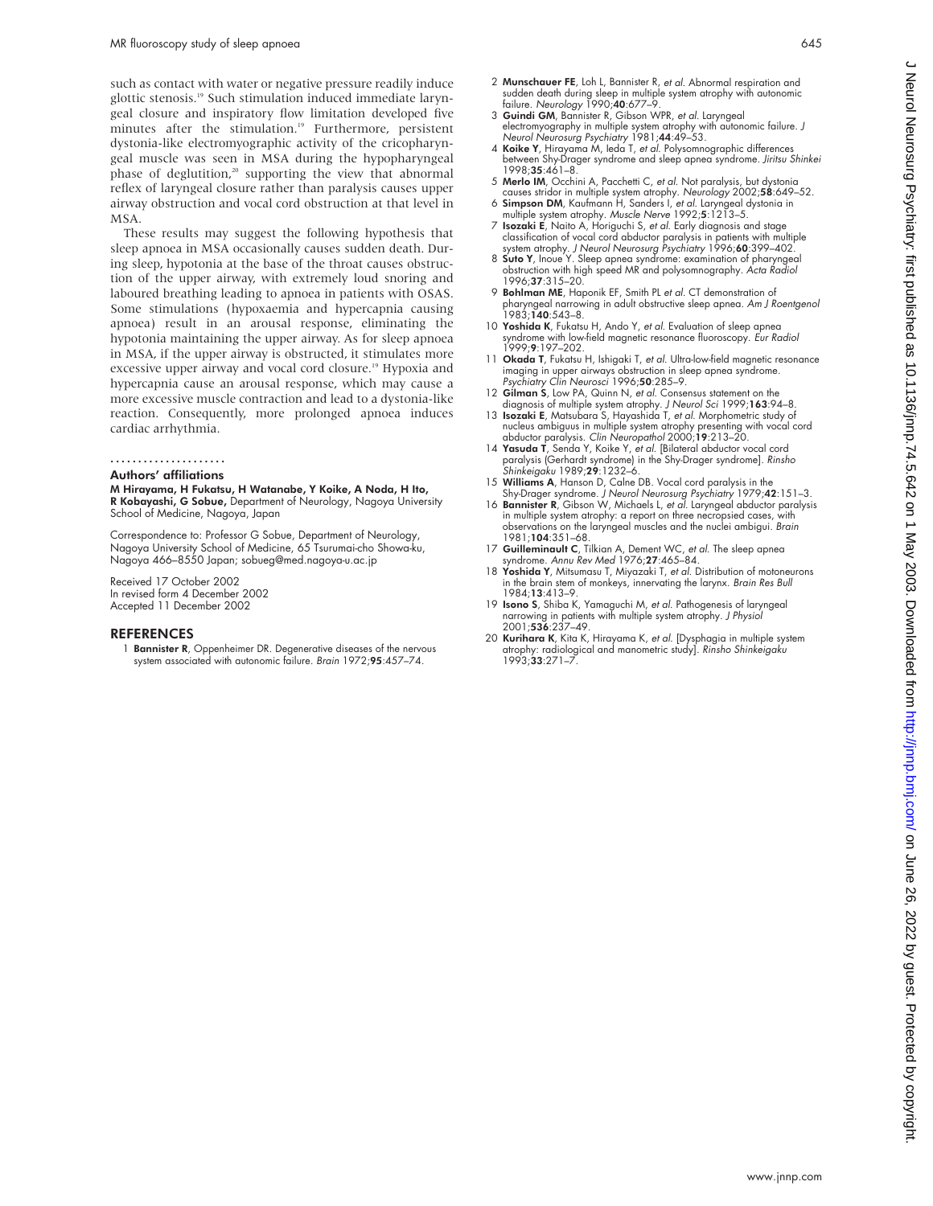such as contact with water or negative pressure readily induce glottic stenosis.[19] Such stimulation induced immediate laryngeal closure and inspiratory flow limitation developed five minutes after the stimulation.[19] Furthermore, persistent dystonia-like electromyographic activity of the cricopharyngeal muscle was seen in MSA during the hypopharyngeal phase of deglutition,[20] supporting the view that abnormal reflex of laryngeal closure rather than paralysis causes upper airway obstruction and vocal cord obstruction at that level in MSA.

These results may suggest the following hypothesis that sleep apnoea in MSA occasionally causes sudden death. During sleep, hypotonia at the base of the throat causes obstruction of the upper airway, with extremely loud snoring and laboured breathing leading to apnoea in patients with OSAS. Some stimulations (hypoxaemia and hypercapnia causing apnoea) result in an arousal response, eliminating the hypotonia maintaining the upper airway. As for sleep apnoea in MSA, if the upper airway is obstructed, it stimulates more excessive upper airway and vocal cord closure.[19] Hypoxia and hypercapnia cause an arousal response, which may cause a more excessive muscle contraction and lead to a dystonia-like reaction. Consequently, more prolonged apnoea induces cardiac arrhythmia.

### Authors' affiliations

**M Hirayama, H Fukatsu, H Watanabe, Y Koike, A Noda, H Ito, R Kobayashi, G Sobue,** Department of Neurology, Nagoya University School of Medicine, Nagoya, Japan

Correspondence to: Professor G Sobue, Department of Neurology, Nagoya University School of Medicine, 65 Tsurumai-cho Showa-ku, Nagoya 466–8550 Japan; sobueg@med.nagoya-u.ac.jp

Received 17 October 2002
In revised form 4 December 2002
Accepted 11 December 2002

## REFERENCES

1. **Bannister R**, Oppenheimer DR. Degenerative diseases of the nervous system associated with autonomic failure. *Brain* 1972;**95**:457–74.
2. **Munschauer FE**, Loh L, Bannister R, *et al*. Abnormal respiration and sudden death during sleep in multiple system atrophy with autonomic failure. *Neurology* 1990;**40**:677–9.
3. **Guindi GM**, Bannister R, Gibson WPR, *et al*. Laryngeal electromyography in multiple system atrophy with autonomic failure. *J Neurol Neurosurg Psychiatry* 1981;**44**:49–53.
4. **Koike Y**, Hirayama M, Ieda T, *et al*. Polysomnographic differences between Shy-Drager syndrome and sleep apnea syndrome. *Jiritsu Shinkei* 1998;**35**:461–8.
5. **Merlo IM**, Occhini A, Pacchetti C, *et al*. Not paralysis, but dystonia causes stridor in multiple system atrophy. *Neurology* 2002;**58**:649–52.
6. **Simpson DM**, Kaufmann H, Sanders I, *et al*. Laryngeal dystonia in multiple system atrophy. *Muscle Nerve* 1992;**5**:1213–5.
7. **Isozaki E**, Naito A, Horiguchi S, *et al*. Early diagnosis and stage classification of vocal cord abductor paralysis in patients with multiple system atrophy. *J Neurol Neurosurg Psychiatry* 1996;**60**:399–402.
8. **Suto Y**, Inoue Y. Sleep apnea syndrome: examination of pharyngeal obstruction with high speed MR and polysomnography. *Acta Radiol* 1996;**37**:315–20.
9. **Bohlman ME**, Haponik EF, Smith PL *et al*. CT demonstration of pharyngeal narrowing in adult obstructive sleep apnea. *Am J Roentgenol* 1983;**140**:543–8.
10. **Yoshida K**, Fukatsu H, Ando Y, *et al*. Evaluation of sleep apnea syndrome with low-field magnetic resonance fluoroscopy. *Eur Radiol* 1999;**9**:197–202.
11. **Okada T**, Fukatsu H, Ishigaki T, *et al*. Ultra-low-field magnetic resonance imaging in upper airways obstruction in sleep apnea syndrome. *Psychiatry Clin Neurosci* 1996;**50**:285–9.
12. **Gilman S**, Low PA, Quinn N, *et al*. Consensus statement on the diagnosis of multiple system atrophy. *J Neurol Sci* 1999;**163**:94–8.
13. **Isozaki E**, Matsubara S, Hayashida T, *et al*. Morphometric study of nucleus ambiguus in multiple system atrophy presenting with vocal cord abductor paralysis. *Clin Neuropathol* 2000;**19**:213–20.
14. **Yasuda T**, Senda Y, Koike Y, *et al*. [Bilateral abductor vocal cord paralysis (Gerhardt syndrome) in the Shy-Drager syndrome]. *Rinsho Shinkeigaku* 1989;**29**:1232–6.
15. **Williams A**, Hanson D, Calne DB. Vocal cord paralysis in the Shy-Drager syndrome. *J Neurol Neurosurg Psychiatry* 1979;**42**:151–3.
16. **Bannister R**, Gibson W, Michaels L, *et al*. Laryngeal abductor paralysis in multiple system atrophy: a report on three necropsied cases, with observations on the laryngeal muscles and the nuclei ambigui. *Brain* 1981;**104**:351–68.
17. **Guilleminault C**, Tilkian A, Dement WC, *et al*. The sleep apnea syndrome. *Annu Rev Med* 1976;**27**:465–84.
18. **Yoshida Y**, Mitsumasu T, Miyazaki T, *et al*. Distribution of motoneurons in the brain stem of monkeys, innervating the larynx. *Brain Res Bull* 1984;**13**:413–9.
19. **Isono S**, Shiba K, Yamaguchi M, *et al*. Pathogenesis of laryngeal narrowing in patients with multiple system atrophy. *J Physiol* 2001;**536**:237–49.
20. **Kurihara K**, Kita K, Hirayama K, *et al*. [Dysphagia in multiple system atrophy: radiological and manometric study]. *Rinsho Shinkeigaku* 1993;**33**:271–7.